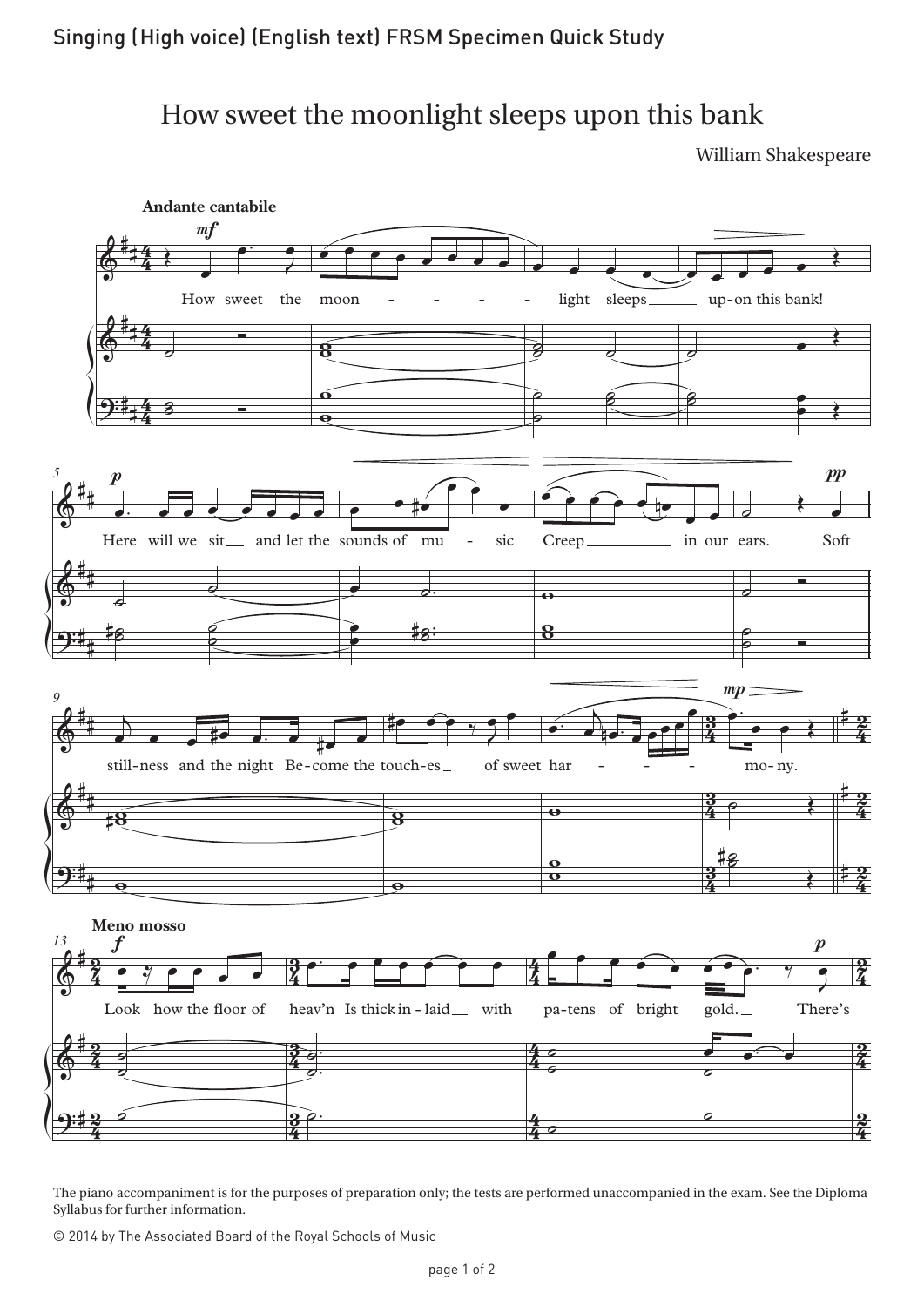# How sweet the moonlight sleeps upon this bank

William Shakespeare

The piano accompaniment is for the purposes of preparation only; the tests are performed unaccompanied in the exam. See the Diploma Syllabus for further information.

© 2014 by The Associated Board of the Royal Schools of Music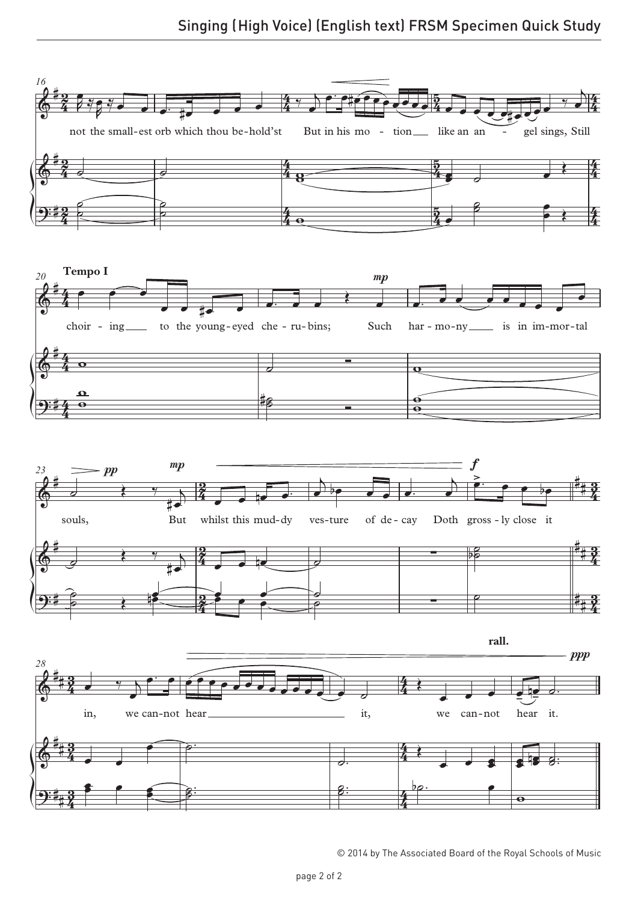© 2014 by The Associated Board of the Royal Schools of Music